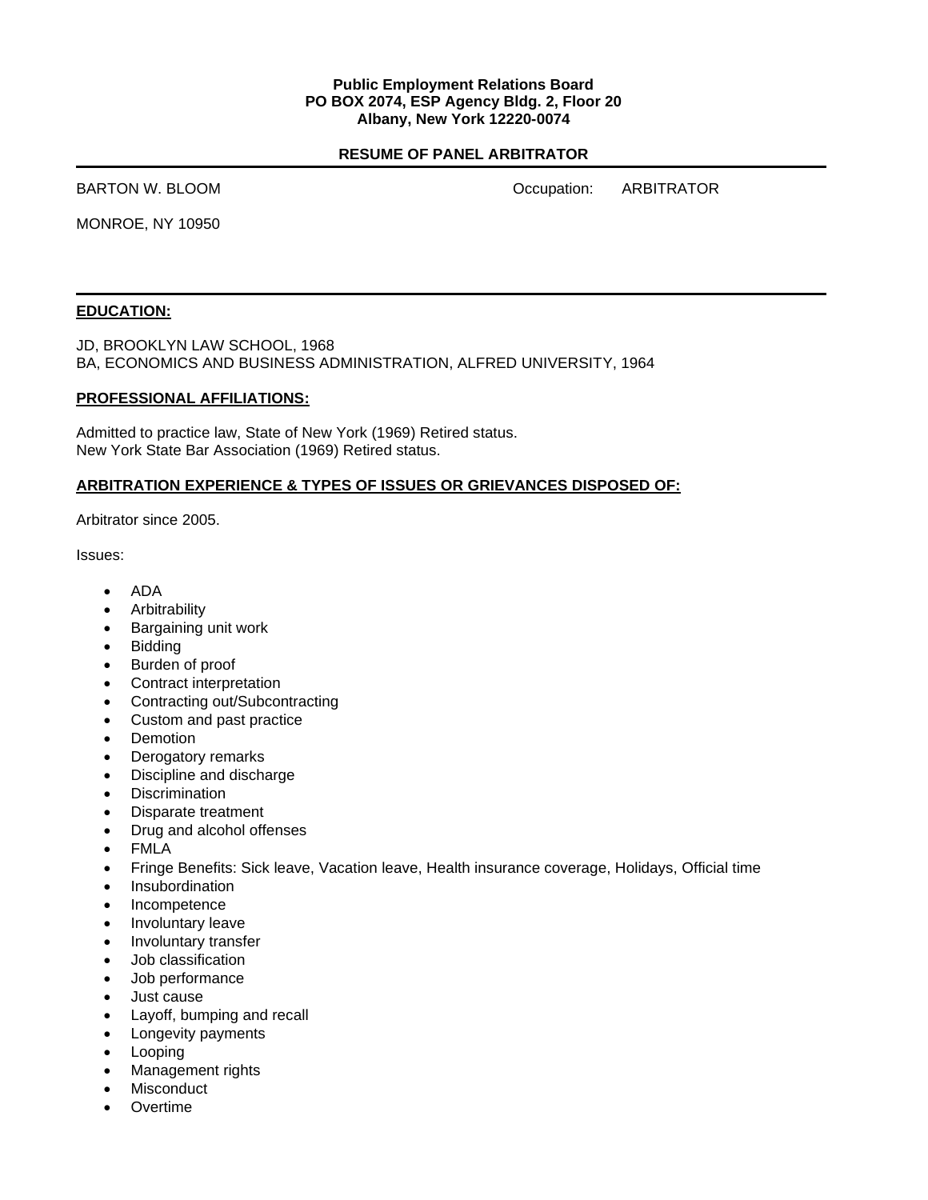**Public Employment Relations Board**
**PO BOX 2074, ESP Agency Bldg. 2, Floor 20**
**Albany, New York 12220-0074**

## RESUME OF PANEL ARBITRATOR

BARTON W. BLOOM Occupation: ARBITRATOR

MONROE, NY 10950

---

### EDUCATION:

JD, BROOKLYN LAW SCHOOL, 1968
BA, ECONOMICS AND BUSINESS ADMINISTRATION, ALFRED UNIVERSITY, 1964

### PROFESSIONAL AFFILIATIONS:

Admitted to practice law, State of New York (1969) Retired status.
New York State Bar Association (1969) Retired status.

### ARBITRATION EXPERIENCE & TYPES OF ISSUES OR GRIEVANCES DISPOSED OF:

Arbitrator since 2005.

Issues:

- ADA
- Arbitrability
- Bargaining unit work
- Bidding
- Burden of proof
- Contract interpretation
- Contracting out/Subcontracting
- Custom and past practice
- Demotion
- Derogatory remarks
- Discipline and discharge
- Discrimination
- Disparate treatment
- Drug and alcohol offenses
- FMLA
- Fringe Benefits: Sick leave, Vacation leave, Health insurance coverage, Holidays, Official time
- Insubordination
- Incompetence
- Involuntary leave
- Involuntary transfer
- Job classification
- Job performance
- Just cause
- Layoff, bumping and recall
- Longevity payments
- Looping
- Management rights
- Misconduct
- Overtime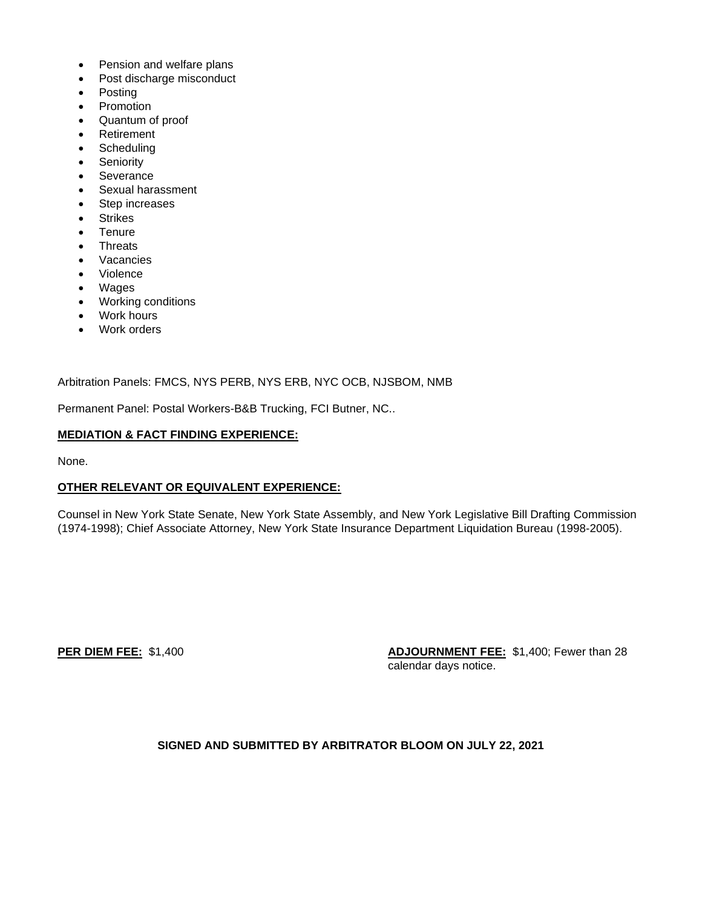- Pension and welfare plans
- Post discharge misconduct
- Posting
- Promotion
- Quantum of proof
- Retirement
- Scheduling
- Seniority
- Severance
- Sexual harassment
- Step increases
- Strikes
- Tenure
- Threats
- Vacancies
- Violence
- Wages
- Working conditions
- Work hours
- Work orders

Arbitration Panels: FMCS, NYS PERB, NYS ERB, NYC OCB, NJSBOM, NMB

Permanent Panel: Postal Workers-B&B Trucking, FCI Butner, NC..

**MEDIATION & FACT FINDING EXPERIENCE:**

None.

**OTHER RELEVANT OR EQUIVALENT EXPERIENCE:**

Counsel in New York State Senate, New York State Assembly, and New York Legislative Bill Drafting Commission (1974-1998); Chief Associate Attorney, New York State Insurance Department Liquidation Bureau (1998-2005).

**PER DIEM FEE:** $1,400

**ADJOURNMENT FEE:** $1,400; Fewer than 28 calendar days notice.

**SIGNED AND SUBMITTED BY ARBITRATOR BLOOM ON JULY 22, 2021**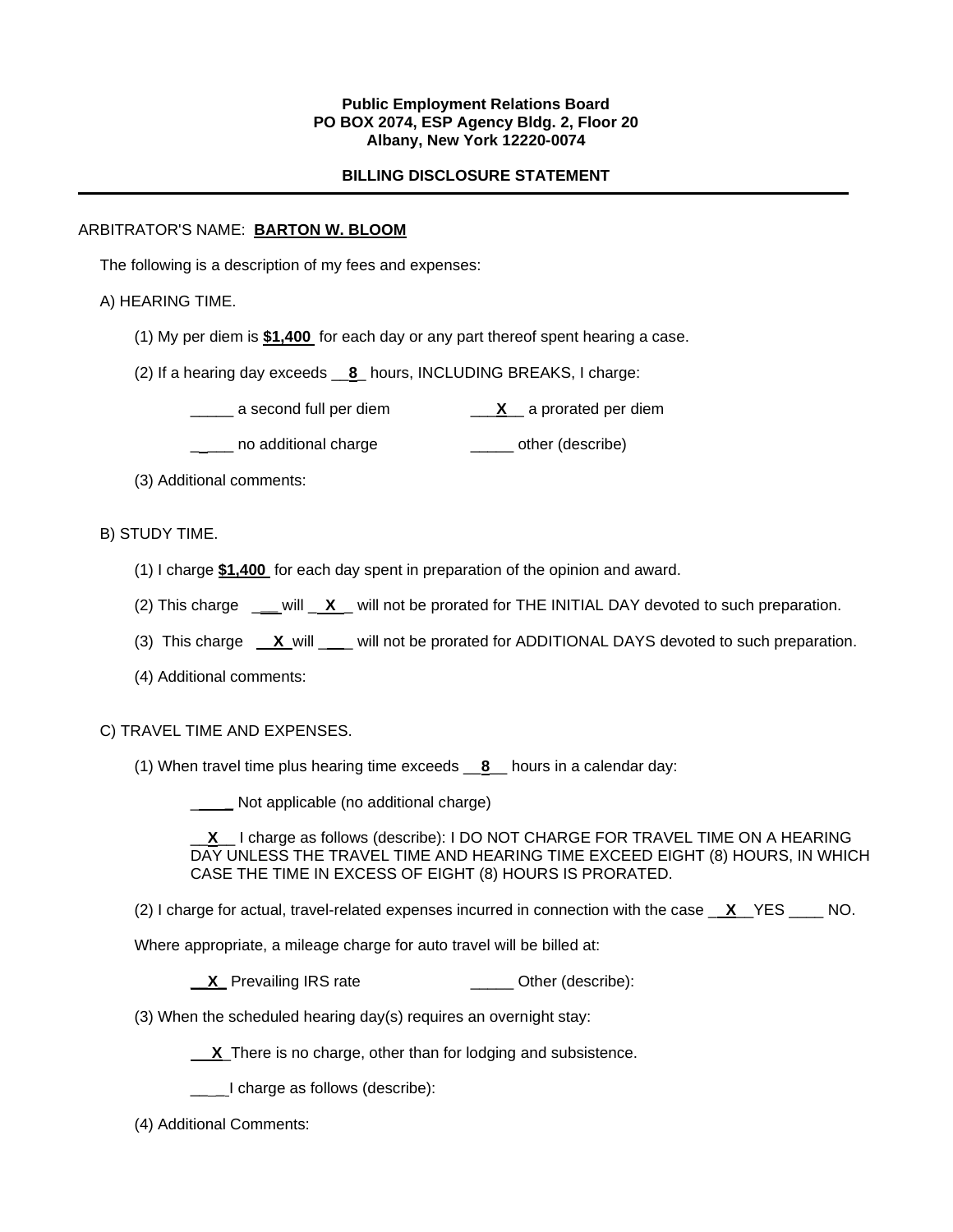**Public Employment Relations Board**
**PO BOX 2074, ESP Agency Bldg. 2, Floor 20**
**Albany, New York 12220-0074**

**BILLING DISCLOSURE STATEMENT**

---

ARBITRATOR'S NAME: **BARTON W. BLOOM**

The following is a description of my fees and expenses:

A) HEARING TIME.

(1) My per diem is **$1,400** for each day or any part thereof spent hearing a case.

(2) If a hearing day exceeds __**8**_ hours, INCLUDING BREAKS, I charge:

_____ a second full per diem ___**X**__ a prorated per diem

_____ no additional charge _____ other (describe)

(3) Additional comments:

B) STUDY TIME.

(1) I charge **$1,400** for each day spent in preparation of the opinion and award.

(2) This charge ___will __**X**__ will not be prorated for THE INITIAL DAY devoted to such preparation.

(3) This charge __**X**_will ____ will not be prorated for ADDITIONAL DAYS devoted to such preparation.

(4) Additional comments:

C) TRAVEL TIME AND EXPENSES.

(1) When travel time plus hearing time exceeds __**8**__ hours in a calendar day:

_____ Not applicable (no additional charge)

__**X**__ I charge as follows (describe): I DO NOT CHARGE FOR TRAVEL TIME ON A HEARING DAY UNLESS THE TRAVEL TIME AND HEARING TIME EXCEED EIGHT (8) HOURS, IN WHICH CASE THE TIME IN EXCESS OF EIGHT (8) HOURS IS PRORATED.

(2) I charge for actual, travel-related expenses incurred in connection with the case __**X**__YES ____ NO.

Where appropriate, a mileage charge for auto travel will be billed at:

__**X**_ Prevailing IRS rate _____ Other (describe):

(3) When the scheduled hearing day(s) requires an overnight stay:

__**X**_There is no charge, other than for lodging and subsistence.

____I charge as follows (describe):

(4) Additional Comments: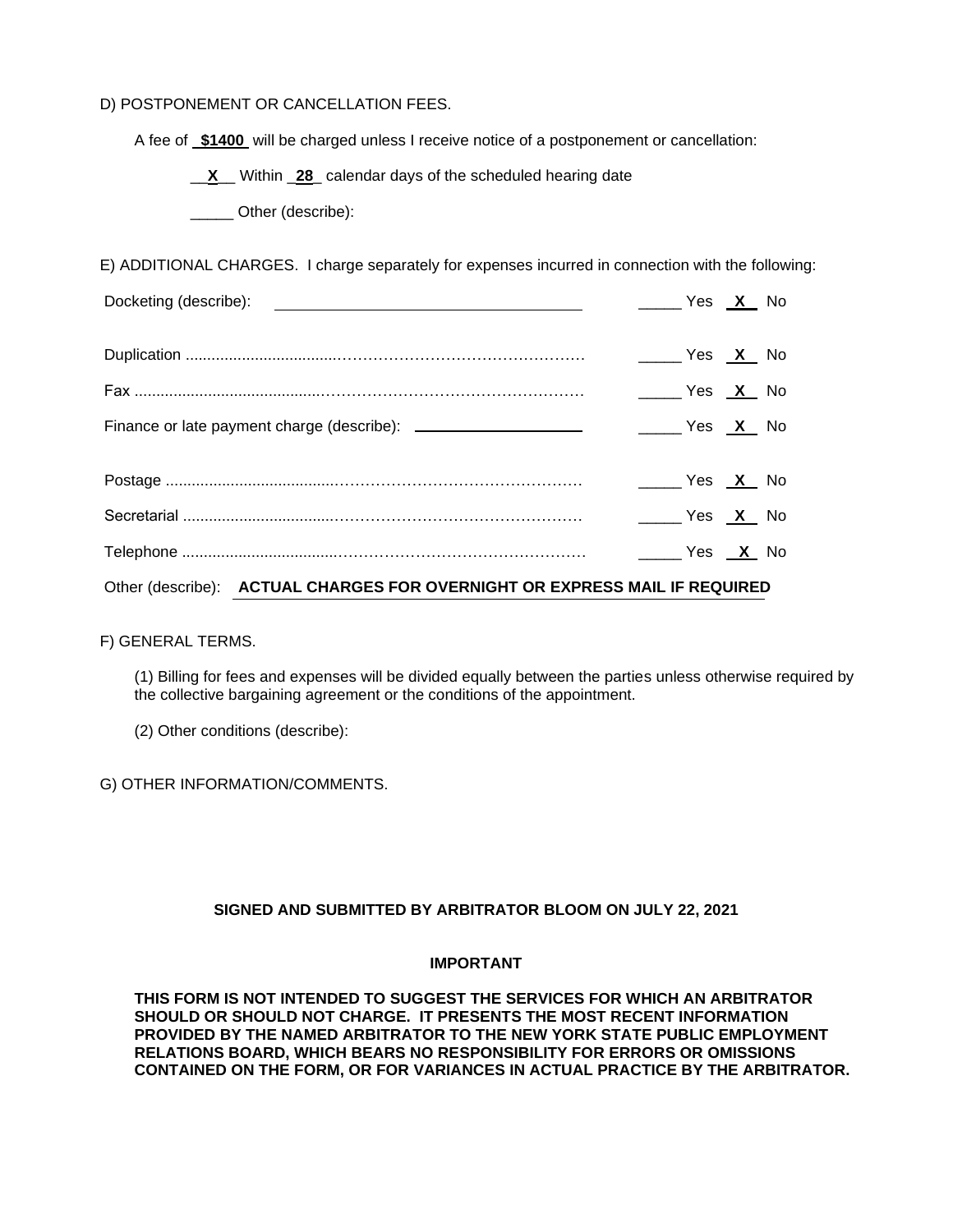D) POSTPONEMENT OR CANCELLATION FEES.

A fee of **$1400** will be charged unless I receive notice of a postponement or cancellation:

__**X**__ Within **28** calendar days of the scheduled hearing date

_____ Other (describe):

E) ADDITIONAL CHARGES. I charge separately for expenses incurred in connection with the following:

| | |
|---|---|
| Docketing (describe): | _____ Yes **X** No |
| Duplication | _____ Yes **X** No |
| Fax | _____ Yes **X** No |
| Finance or late payment charge (describe): | _____ Yes **X** No |
| Postage | _____ Yes **X** No |
| Secretarial | _____ Yes **X** No |
| Telephone | _____ Yes **X** No |

Other (describe): **ACTUAL CHARGES FOR OVERNIGHT OR EXPRESS MAIL IF REQUIRED**

F) GENERAL TERMS.

(1) Billing for fees and expenses will be divided equally between the parties unless otherwise required by the collective bargaining agreement or the conditions of the appointment.

(2) Other conditions (describe):

G) OTHER INFORMATION/COMMENTS.

**SIGNED AND SUBMITTED BY ARBITRATOR BLOOM ON JULY 22, 2021**

**IMPORTANT**

**THIS FORM IS NOT INTENDED TO SUGGEST THE SERVICES FOR WHICH AN ARBITRATOR SHOULD OR SHOULD NOT CHARGE. IT PRESENTS THE MOST RECENT INFORMATION PROVIDED BY THE NAMED ARBITRATOR TO THE NEW YORK STATE PUBLIC EMPLOYMENT RELATIONS BOARD, WHICH BEARS NO RESPONSIBILITY FOR ERRORS OR OMISSIONS CONTAINED ON THE FORM, OR FOR VARIANCES IN ACTUAL PRACTICE BY THE ARBITRATOR.**